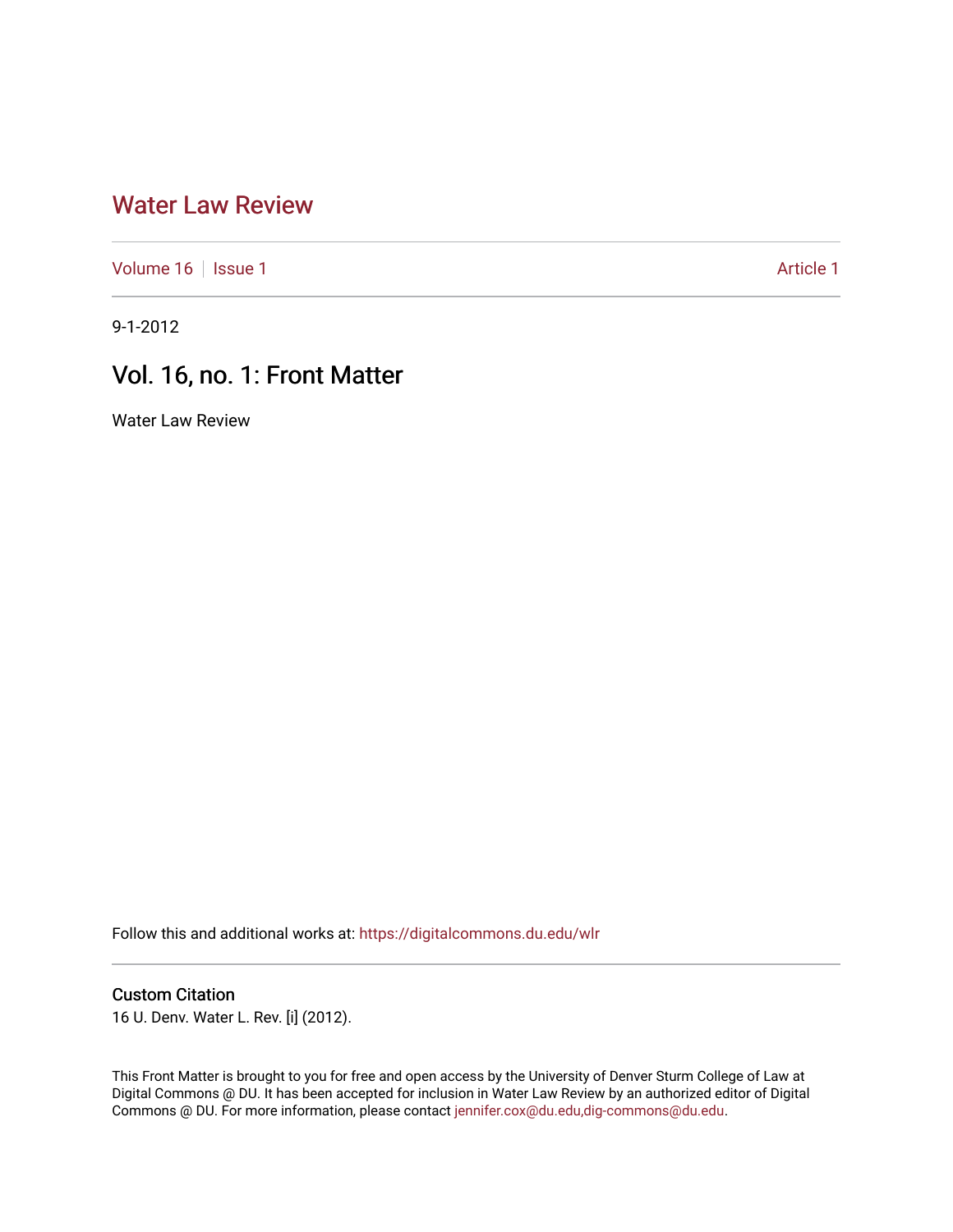# Water Law Review

Volume 16 | Issue 1 | Article 1

9-1-2012

## Vol. 16, no. 1: Front Matter

Water Law Review

Follow this and additional works at: https://digitalcommons.du.edu/wlr

### Custom Citation

16 U. Denv. Water L. Rev. [i] (2012).

This Front Matter is brought to you for free and open access by the University of Denver Sturm College of Law at Digital Commons @ DU. It has been accepted for inclusion in Water Law Review by an authorized editor of Digital Commons @ DU. For more information, please contact jennifer.cox@du.edu,dig-commons@du.edu.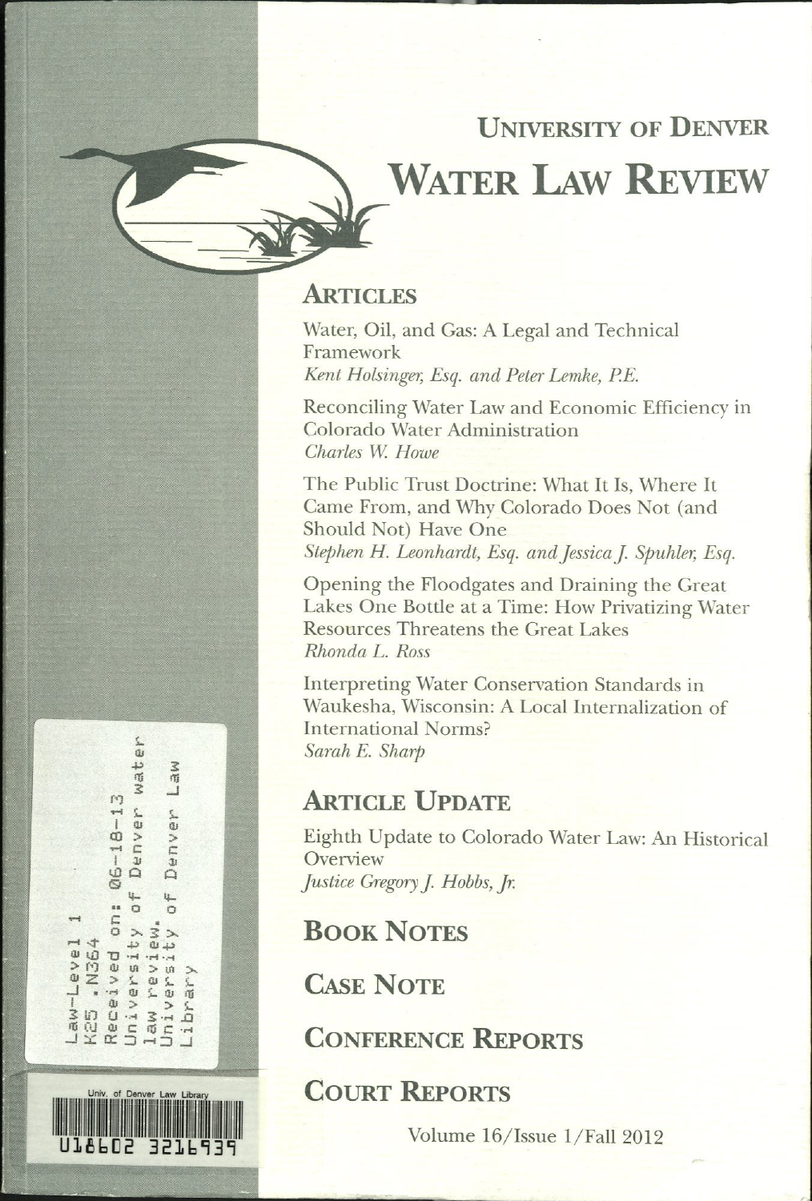# UNIVERSITY OF DENVER

# WATER LAW REVIEW

## ARTICLES

Water, Oil, and Gas: A Legal and Technical Framework
*Kent Holsinger, Esq. and Peter Lemke, P.E.*

Reconciling Water Law and Economic Efficiency in Colorado Water Administration
*Charles W. Howe*

The Public Trust Doctrine: What It Is, Where It Came From, and Why Colorado Does Not (and Should Not) Have One
*Stephen H. Leonhardt, Esq. and Jessica J. Spuhler, Esq.*

Opening the Floodgates and Draining the Great Lakes One Bottle at a Time: How Privatizing Water Resources Threatens the Great Lakes
*Rhonda L. Ross*

Interpreting Water Conservation Standards in Waukesha, Wisconsin: A Local Internalization of International Norms?
*Sarah E. Sharp*

## ARTICLE UPDATE

Eighth Update to Colorado Water Law: An Historical Overview
*Justice Gregory J. Hobbs, Jr.*

## BOOK NOTES

## CASE NOTE

## CONFERENCE REPORTS

## COURT REPORTS

Volume 16/Issue 1/Fall 2012

Law-Level 1
K25 .N364
Received on: 06-18-13
University of Denver water law review.
University of Denver Law Library

Univ. of Denver Law Library
U18602 3216939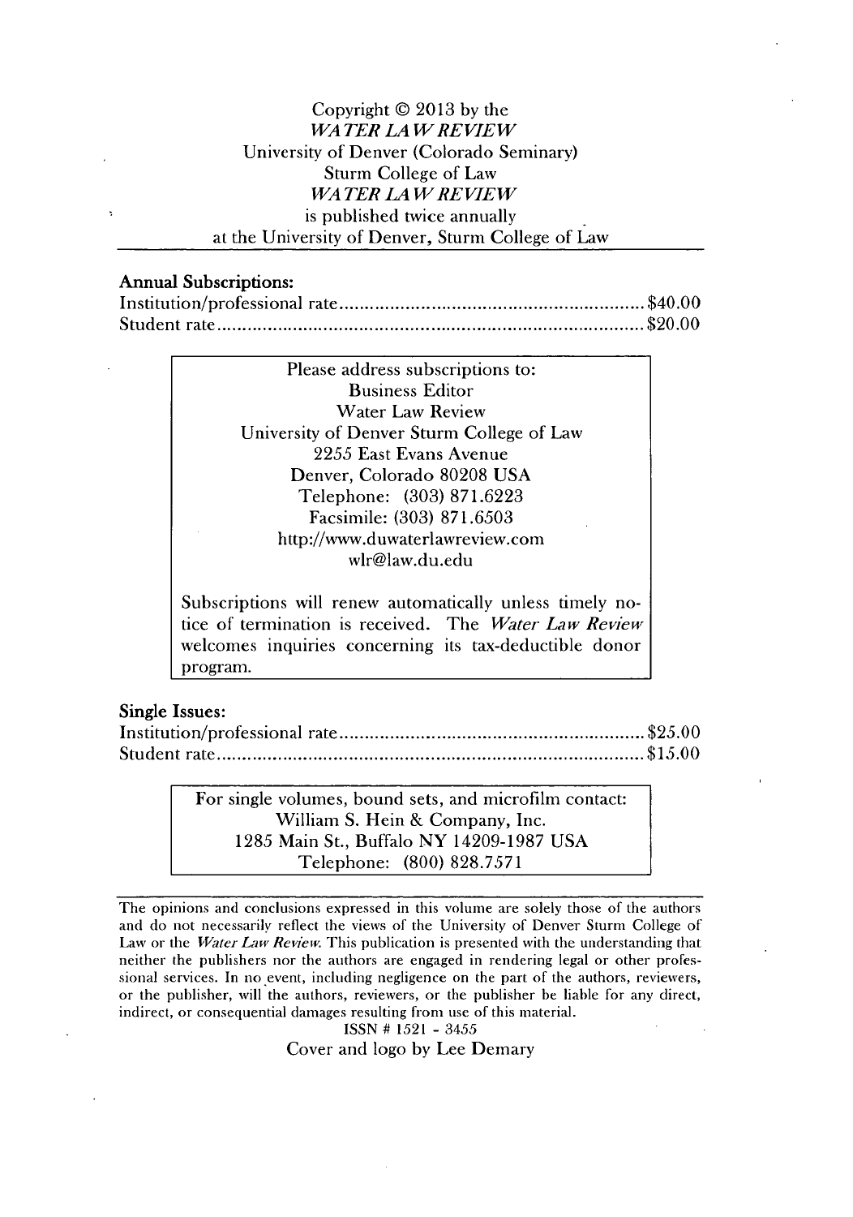Copyright © 2013 by the
*WATER LAW REVIEW*
University of Denver (Colorado Seminary)
Sturm College of Law
*WATER LAW REVIEW*
is published twice annually
at the University of Denver, Sturm College of Law

**Annual Subscriptions:**

Institution/professional rate ............................................................ $40.00
Student rate .................................................................................. $20.00

Please address subscriptions to:
Business Editor
Water Law Review
University of Denver Sturm College of Law
2255 East Evans Avenue
Denver, Colorado 80208 USA
Telephone: (303) 871.6223
Facsimile: (303) 871.6503
http://www.duwaterlawreview.com
wlr@law.du.edu

Subscriptions will renew automatically unless timely notice of termination is received. The *Water Law Review* welcomes inquiries concerning its tax-deductible donor program.

**Single Issues:**

Institution/professional rate ............................................................ $25.00
Student rate .................................................................................. $15.00

For single volumes, bound sets, and microfilm contact:
William S. Hein & Company, Inc.
1285 Main St., Buffalo NY 14209-1987 USA
Telephone: (800) 828.7571

The opinions and conclusions expressed in this volume are solely those of the authors and do not necessarily reflect the views of the University of Denver Sturm College of Law or the *Water Law Review*. This publication is presented with the understanding that neither the publishers nor the authors are engaged in rendering legal or other professional services. In no event, including negligence on the part of the authors, reviewers, or the publisher, will the authors, reviewers, or the publisher be liable for any direct, indirect, or consequential damages resulting from use of this material.

ISSN # 1521 - 3455

Cover and logo by Lee Demary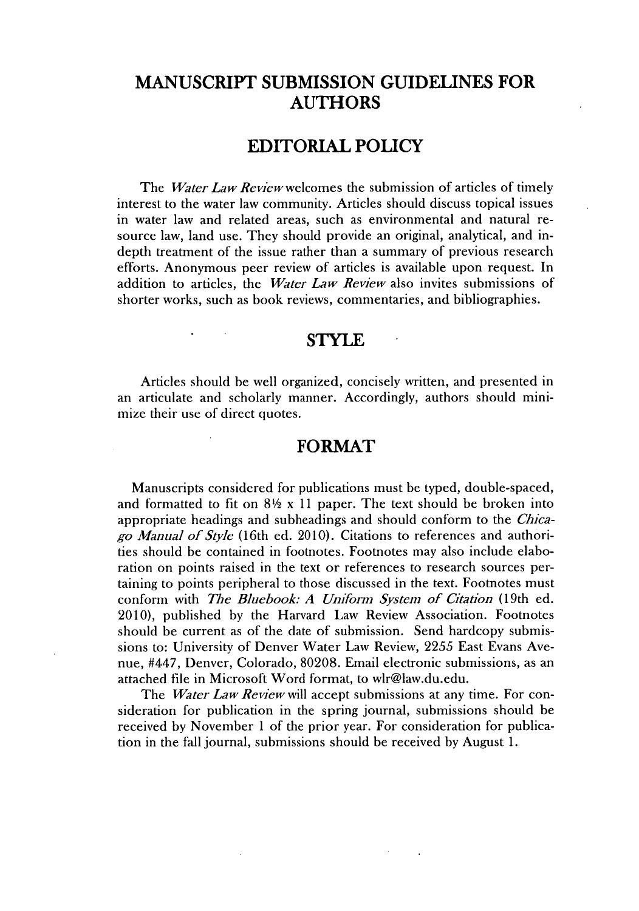# MANUSCRIPT SUBMISSION GUIDELINES FOR AUTHORS

## EDITORIAL POLICY

The *Water Law Review* welcomes the submission of articles of timely interest to the water law community. Articles should discuss topical issues in water law and related areas, such as environmental and natural resource law, land use. They should provide an original, analytical, and in-depth treatment of the issue rather than a summary of previous research efforts. Anonymous peer review of articles is available upon request. In addition to articles, the *Water Law Review* also invites submissions of shorter works, such as book reviews, commentaries, and bibliographies.

## STYLE

Articles should be well organized, concisely written, and presented in an articulate and scholarly manner. Accordingly, authors should minimize their use of direct quotes.

## FORMAT

Manuscripts considered for publications must be typed, double-spaced, and formatted to fit on 8½ x 11 paper. The text should be broken into appropriate headings and subheadings and should conform to the *Chicago Manual of Style* (16th ed. 2010). Citations to references and authorities should be contained in footnotes. Footnotes may also include elaboration on points raised in the text or references to research sources pertaining to points peripheral to those discussed in the text. Footnotes must conform with *The Bluebook: A Uniform System of Citation* (19th ed. 2010), published by the Harvard Law Review Association. Footnotes should be current as of the date of submission. Send hardcopy submissions to: University of Denver Water Law Review, 2255 East Evans Avenue, #447, Denver, Colorado, 80208. Email electronic submissions, as an attached file in Microsoft Word format, to wlr@law.du.edu.

The *Water Law Review* will accept submissions at any time. For consideration for publication in the spring journal, submissions should be received by November 1 of the prior year. For consideration for publication in the fall journal, submissions should be received by August 1.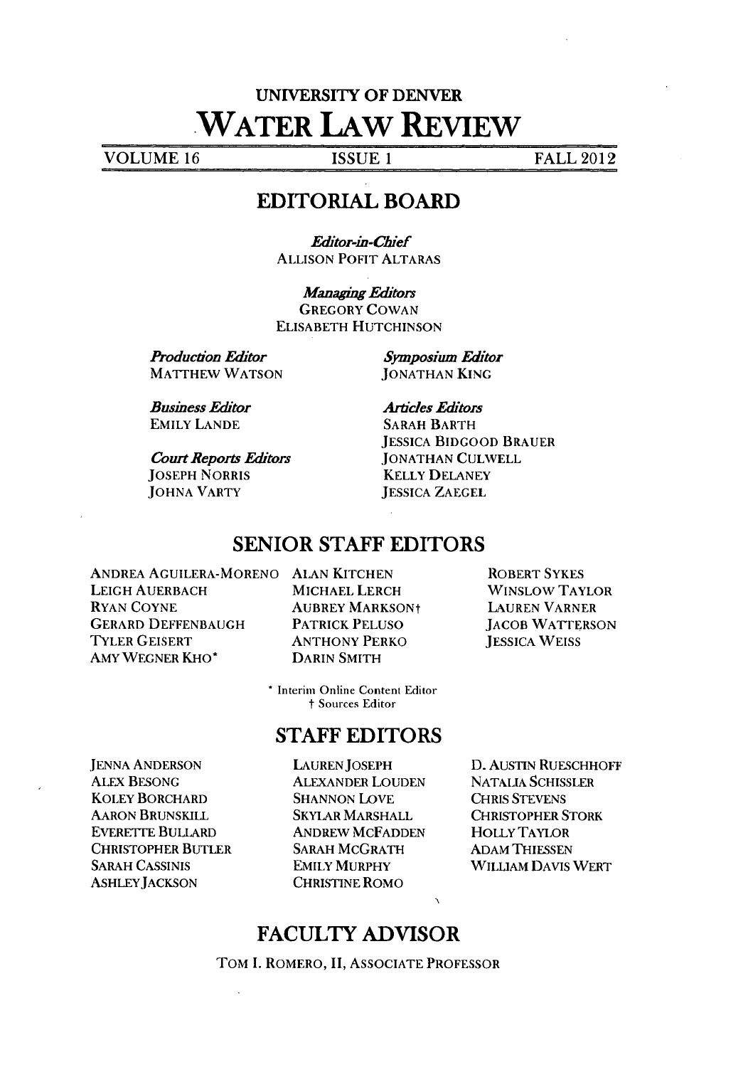# UNIVERSITY OF DENVER

# WATER LAW REVIEW

VOLUME 16 ISSUE 1 FALL 2012

## EDITORIAL BOARD

*Editor-in-Chief*
ALLISON POFIT ALTARAS

*Managing Editors*
GREGORY COWAN
ELISABETH HUTCHINSON

*Production Editor*
MATTHEW WATSON

*Business Editor*
EMILY LANDE

*Court Reports Editors*
JOSEPH NORRIS
JOHNA VARTY

*Symposium Editor*
JONATHAN KING

*Articles Editors*
SARAH BARTH
JESSICA BIDGOOD BRAUER
JONATHAN CULWELL
KELLY DELANEY
JESSICA ZAEGEL

## SENIOR STAFF EDITORS

ANDREA AGUILERA-MORENO
LEIGH AUERBACH
RYAN COYNE
GERARD DEFFENBAUGH
TYLER GEISERT
AMY WEGNER KHO*
ALAN KITCHEN
MICHAEL LERCH
AUBREY MARKSON†
PATRICK PELUSO
ANTHONY PERKO
DARIN SMITH
ROBERT SYKES
WINSLOW TAYLOR
LAUREN VARNER
JACOB WATTERSON
JESSICA WEISS

\* Interim Online Content Editor
† Sources Editor

## STAFF EDITORS

JENNA ANDERSON
ALEX BESONG
KOLEY BORCHARD
AARON BRUNSKILL
EVERETTE BULLARD
CHRISTOPHER BUTLER
SARAH CASSINIS
ASHLEY JACKSON
LAUREN JOSEPH
ALEXANDER LOUDEN
SHANNON LOVE
SKYLAR MARSHALL
ANDREW MCFADDEN
SARAH MCGRATH
EMILY MURPHY
CHRISTINE ROMO
D. AUSTIN RUESCHHOFF
NATALIA SCHISSLER
CHRIS STEVENS
CHRISTOPHER STORK
HOLLY TAYLOR
ADAM THIESSEN
WILLIAM DAVIS WERT

## FACULTY ADVISOR

TOM I. ROMERO, II, ASSOCIATE PROFESSOR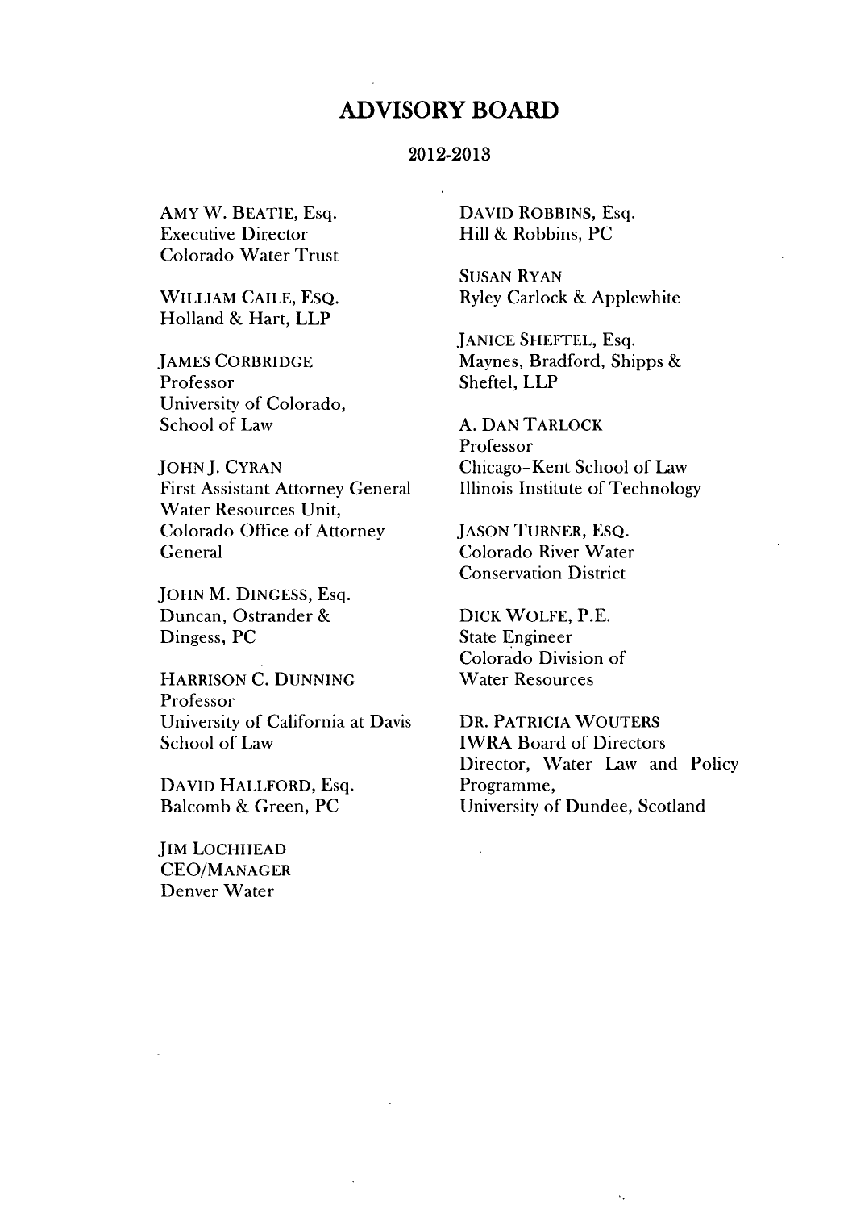# ADVISORY BOARD

## 2012-2013

AMY W. BEATIE, Esq.
Executive Director
Colorado Water Trust

WILLIAM CAILE, ESQ.
Holland & Hart, LLP

JAMES CORBRIDGE
Professor
University of Colorado,
School of Law

JOHN J. CYRAN
First Assistant Attorney General
Water Resources Unit,
Colorado Office of Attorney
General

JOHN M. DINGESS, Esq.
Duncan, Ostrander &
Dingess, PC

HARRISON C. DUNNING
Professor
University of California at Davis
School of Law

DAVID HALLFORD, Esq.
Balcomb & Green, PC

JIM LOCHHEAD
CEO/MANAGER
Denver Water

DAVID ROBBINS, Esq.
Hill & Robbins, PC

SUSAN RYAN
Ryley Carlock & Applewhite

JANICE SHEFTEL, Esq.
Maynes, Bradford, Shipps &
Sheftel, LLP

A. DAN TARLOCK
Professor
Chicago-Kent School of Law
Illinois Institute of Technology

JASON TURNER, ESQ.
Colorado River Water
Conservation District

DICK WOLFE, P.E.
State Engineer
Colorado Division of
Water Resources

DR. PATRICIA WOUTERS
IWRA Board of Directors
Director, Water Law and Policy
Programme,
University of Dundee, Scotland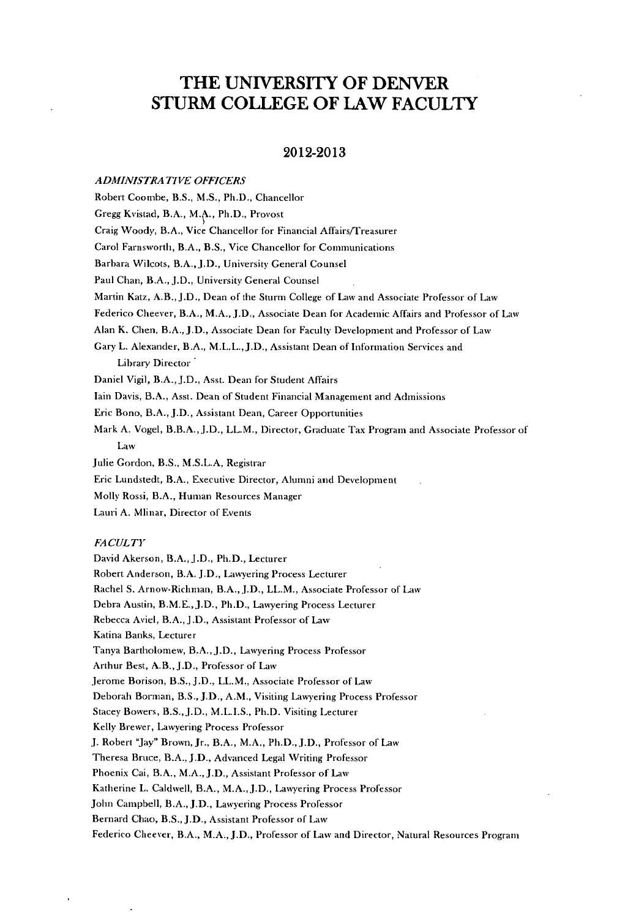# THE UNIVERSITY OF DENVER STURM COLLEGE OF LAW FACULTY

## 2012-2013

*ADMINISTRATIVE OFFICERS*

Robert Coombe, B.S., M.S., Ph.D., Chancellor

Gregg Kvistad, B.A., M.A., Ph.D., Provost

Craig Woody, B.A., Vice Chancellor for Financial Affairs/Treasurer

Carol Farnsworth, B.A., B.S., Vice Chancellor for Communications

Barbara Wilcots, B.A., J.D., University General Counsel

Paul Chan, B.A., J.D., University General Counsel

Martin Katz, A.B., J.D., Dean of the Sturm College of Law and Associate Professor of Law

Federico Cheever, B.A., M.A., J.D., Associate Dean for Academic Affairs and Professor of Law

Alan K. Chen, B.A., J.D., Associate Dean for Faculty Development and Professor of Law

Gary L. Alexander, B.A., M.L.L., J.D., Assistant Dean of Information Services and Library Director

Daniel Vigil, B.A., J.D., Asst. Dean for Student Affairs

Iain Davis, B.A., Asst. Dean of Student Financial Management and Admissions

Eric Bono, B.A., J.D., Assistant Dean, Career Opportunities

Mark A. Vogel, B.B.A., J.D., LL.M., Director, Graduate Tax Program and Associate Professor of Law

Julie Gordon, B.S., M.S.L.A, Registrar

Eric Lundstedt, B.A., Executive Director, Alumni and Development

Molly Rossi, B.A., Human Resources Manager

Lauri A. Mlinar, Director of Events

*FACULTY*

David Akerson, B.A., J.D., Ph.D., Lecturer

Robert Anderson, B.A. J.D., Lawyering Process Lecturer

Rachel S. Arnow-Richman, B.A., J.D., LL.M., Associate Professor of Law

Debra Austin, B.M.E., J.D., Ph.D., Lawyering Process Lecturer

Rebecca Aviel, B.A., J.D., Assistant Professor of Law

Katina Banks, Lecturer

Tanya Bartholomew, B.A., J.D., Lawyering Process Professor

Arthur Best, A.B., J.D., Professor of Law

Jerome Borison, B.S., J.D., LL.M., Associate Professor of Law

Deborah Borman, B.S., J.D., A.M., Visiting Lawyering Process Professor

Stacey Bowers, B.S., J.D., M.L.I.S., Ph.D. Visiting Lecturer

Kelly Brewer, Lawyering Process Professor

J. Robert "Jay" Brown, Jr., B.A., M.A., Ph.D., J.D., Professor of Law

Theresa Bruce, B.A., J.D., Advanced Legal Writing Professor

Phoenix Cai, B.A., M.A., J.D., Assistant Professor of Law

Katherine L. Caldwell, B.A., M.A., J.D., Lawyering Process Professor

John Campbell, B.A., J.D., Lawyering Process Professor

Bernard Chao, B.S., J.D., Assistant Professor of Law

Federico Cheever, B.A., M.A., J.D., Professor of Law and Director, Natural Resources Program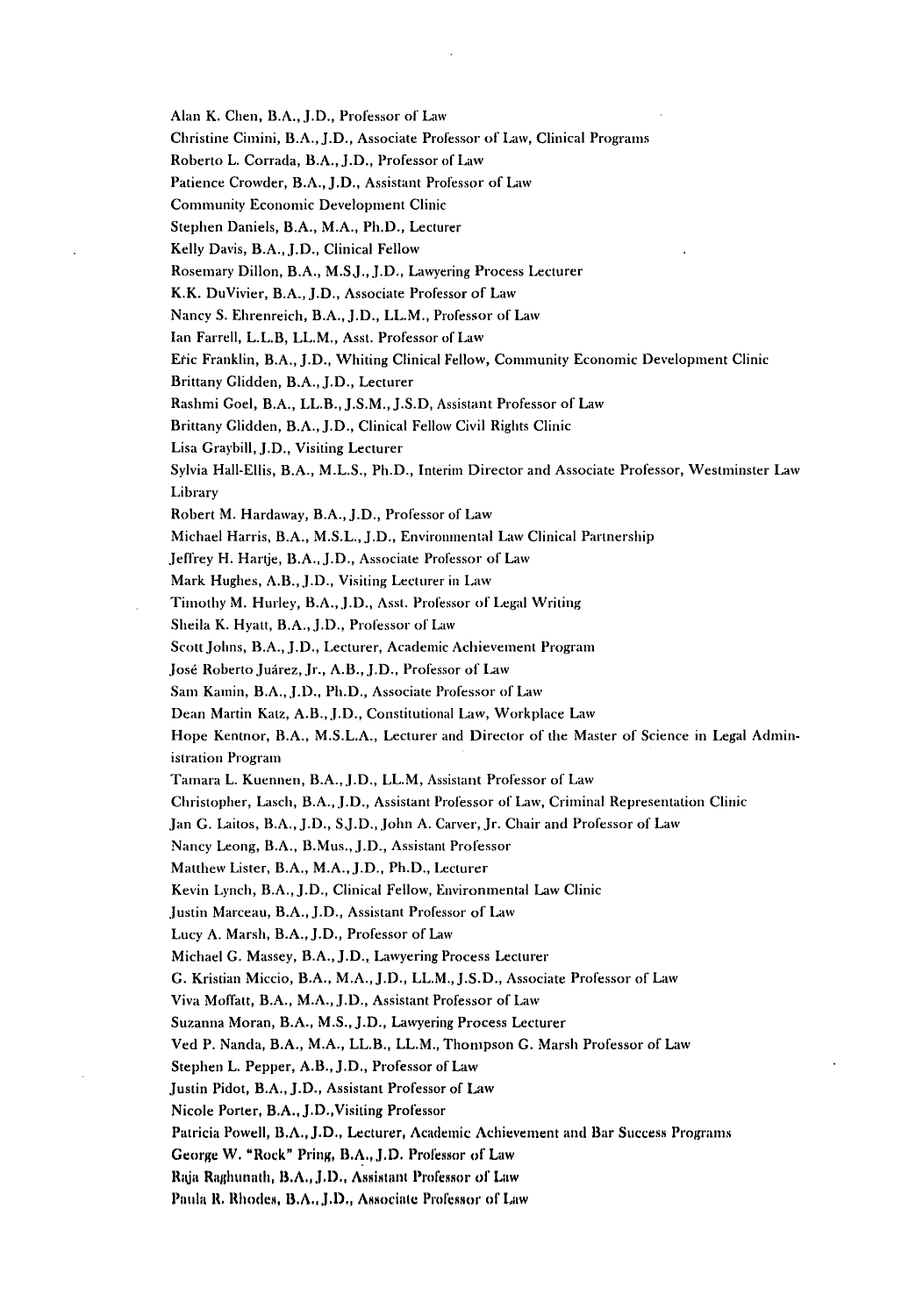Alan K. Chen, B.A., J.D., Professor of Law

Christine Cimini, B.A., J.D., Associate Professor of Law, Clinical Programs

Roberto L. Corrada, B.A., J.D., Professor of Law

Patience Crowder, B.A., J.D., Assistant Professor of Law

Community Economic Development Clinic

Stephen Daniels, B.A., M.A., Ph.D., Lecturer

Kelly Davis, B.A., J.D., Clinical Fellow

Rosemary Dillon, B.A., M.S.J., J.D., Lawyering Process Lecturer

K.K. DuVivier, B.A., J.D., Associate Professor of Law

Nancy S. Ehrenreich, B.A., J.D., LL.M., Professor of Law

Ian Farrell, L.L.B, LL.M., Asst. Professor of Law

Eric Franklin, B.A., J.D., Whiting Clinical Fellow, Community Economic Development Clinic

Brittany Glidden, B.A., J.D., Lecturer

Rashmi Goel, B.A., LL.B., J.S.M., J.S.D, Assistant Professor of Law

Brittany Glidden, B.A., J.D., Clinical Fellow Civil Rights Clinic

Lisa Graybill, J.D., Visiting Lecturer

Sylvia Hall-Ellis, B.A., M.L.S., Ph.D., Interim Director and Associate Professor, Westminster Law Library

Robert M. Hardaway, B.A., J.D., Professor of Law

Michael Harris, B.A., M.S.L., J.D., Environmental Law Clinical Partnership

Jeffrey H. Hartje, B.A., J.D., Associate Professor of Law

Mark Hughes, A.B., J.D., Visiting Lecturer in Law

Timothy M. Hurley, B.A., J.D., Asst. Professor of Legal Writing

Sheila K. Hyatt, B.A., J.D., Professor of Law

Scott Johns, B.A., J.D., Lecturer, Academic Achievement Program

José Roberto Juárez, Jr., A.B., J.D., Professor of Law

Sam Kamin, B.A., J.D., Ph.D., Associate Professor of Law

Dean Martin Katz, A.B., J.D., Constitutional Law, Workplace Law

Hope Kentnor, B.A., M.S.L.A., Lecturer and Director of the Master of Science in Legal Administration Program

Tamara L. Kuennen, B.A., J.D., LL.M, Assistant Professor of Law

Christopher, Lasch, B.A., J.D., Assistant Professor of Law, Criminal Representation Clinic

Jan G. Laitos, B.A., J.D., S.J.D., John A. Carver, Jr. Chair and Professor of Law

Nancy Leong, B.A., B.Mus., J.D., Assistant Professor

Matthew Lister, B.A., M.A., J.D., Ph.D., Lecturer

Kevin Lynch, B.A., J.D., Clinical Fellow, Environmental Law Clinic

Justin Marceau, B.A., J.D., Assistant Professor of Law

Lucy A. Marsh, B.A., J.D., Professor of Law

Michael G. Massey, B.A., J.D., Lawyering Process Lecturer

G. Kristian Miccio, B.A., M.A., J.D., LL.M., J.S.D., Associate Professor of Law

Viva Moffatt, B.A., M.A., J.D., Assistant Professor of Law

Suzanna Moran, B.A., M.S., J.D., Lawyering Process Lecturer

Ved P. Nanda, B.A., M.A., LL.B., LL.M., Thompson G. Marsh Professor of Law

Stephen L. Pepper, A.B., J.D., Professor of Law

Justin Pidot, B.A., J.D., Assistant Professor of Law

Nicole Porter, B.A., J.D., Visiting Professor

Patricia Powell, B.A., J.D., Lecturer, Academic Achievement and Bar Success Programs

George W. "Rock" Pring, B.A., J.D. Professor of Law

Raja Raghunath, B.A., J.D., Assistant Professor of Law

Paula R. Rhodes, B.A., J.D., Associate Professor of Law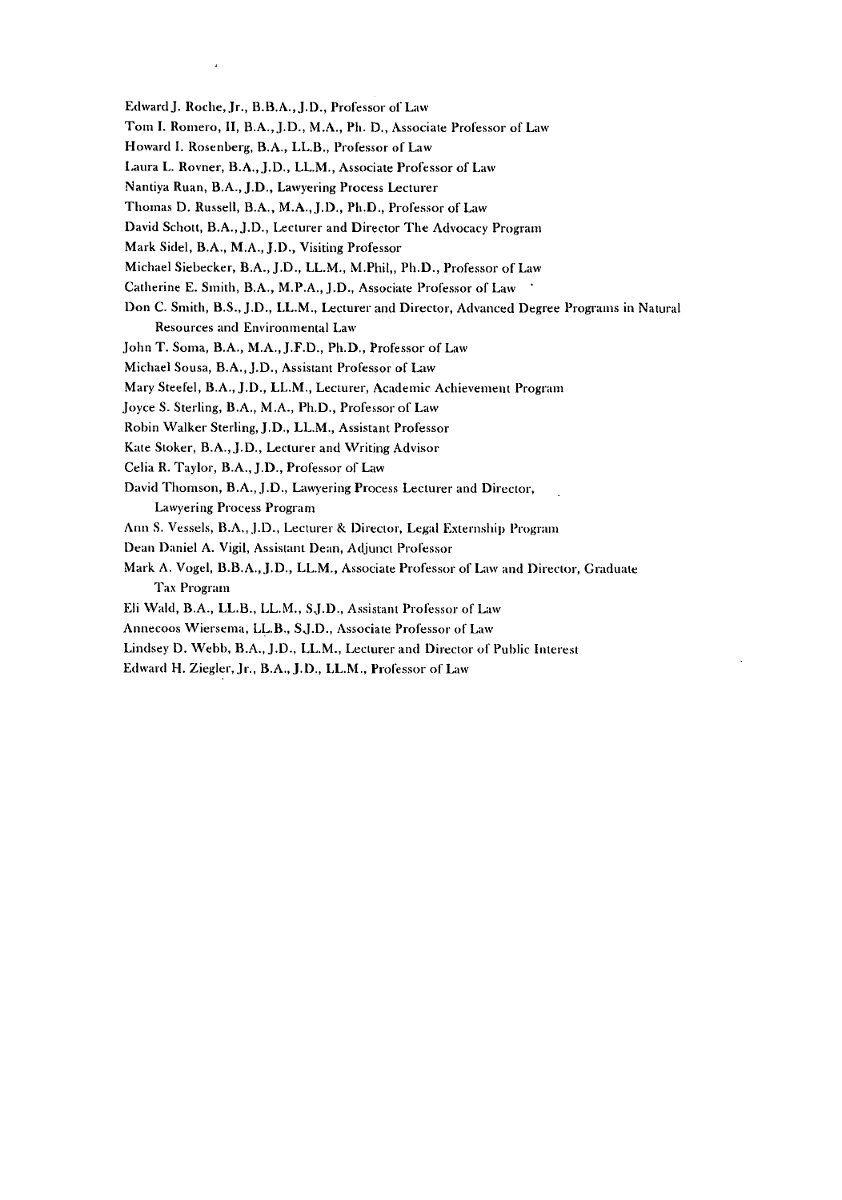Edward J. Roche, Jr., B.B.A., J.D., Professor of Law

Tom I. Romero, II, B.A., J.D., M.A., Ph. D., Associate Professor of Law

Howard I. Rosenberg, B.A., LL.B., Professor of Law

Laura L. Rovner, B.A., J.D., LL.M., Associate Professor of Law

Nantiya Ruan, B.A., J.D., Lawyering Process Lecturer

Thomas D. Russell, B.A., M.A., J.D., Ph.D., Professor of Law

David Schott, B.A., J.D., Lecturer and Director The Advocacy Program

Mark Sidel, B.A., M.A., J.D., Visiting Professor

Michael Siebecker, B.A., J.D., LL.M., M.Phil,, Ph.D., Professor of Law

Catherine E. Smith, B.A., M.P.A., J.D., Associate Professor of Law

Don C. Smith, B.S., J.D., LL.M., Lecturer and Director, Advanced Degree Programs in Natural Resources and Environmental Law

John T. Soma, B.A., M.A., J.F.D., Ph.D., Professor of Law

Michael Sousa, B.A., J.D., Assistant Professor of Law

Mary Steefel, B.A., J.D., LL.M., Lecturer, Academic Achievement Program

Joyce S. Sterling, B.A., M.A., Ph.D., Professor of Law

Robin Walker Sterling, J.D., LL.M., Assistant Professor

Kate Stoker, B.A., J.D., Lecturer and Writing Advisor

Celia R. Taylor, B.A., J.D., Professor of Law

David Thomson, B.A., J.D., Lawyering Process Lecturer and Director, Lawyering Process Program

Ann S. Vessels, B.A., J.D., Lecturer & Director, Legal Externship Program

Dean Daniel A. Vigil, Assistant Dean, Adjunct Professor

Mark A. Vogel, B.B.A., J.D., LL.M., Associate Professor of Law and Director, Graduate Tax Program

Eli Wald, B.A., LL.B., LL.M., S.J.D., Assistant Professor of Law

Annecoos Wiersema, LL.B., S.J.D., Associate Professor of Law

Lindsey D. Webb, B.A., J.D., LL.M., Lecturer and Director of Public Interest

Edward H. Ziegler, Jr., B.A., J.D., LL.M., Professor of Law